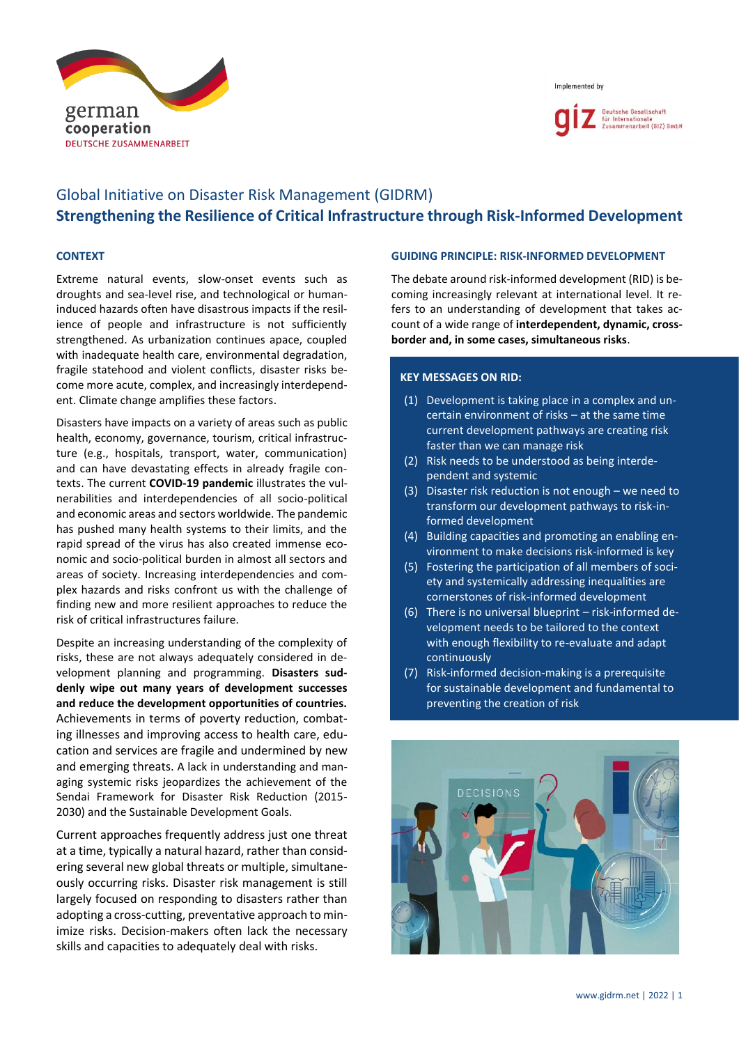Implemented by

# Global Initiative on Disaster Risk Management (GIDRM)

## Strengthening the Resilience of Critical Infrastructure through Risk-Informed Development

### CONTEXT

Extreme natural events, slow-onset events such as droughts and sea-level rise, and technological or human-induced hazards often have disastrous impacts if the resilience of people and infrastructure is not sufficiently strengthened. As urbanization continues apace, coupled with inadequate health care, environmental degradation, fragile statehood and violent conflicts, disaster risks become more acute, complex, and increasingly interdependent. Climate change amplifies these factors.

Disasters have impacts on a variety of areas such as public health, economy, governance, tourism, critical infrastructure (e.g., hospitals, transport, water, communication) and can have devastating effects in already fragile contexts. The current **COVID-19 pandemic** illustrates the vulnerabilities and interdependencies of all socio-political and economic areas and sectors worldwide. The pandemic has pushed many health systems to their limits, and the rapid spread of the virus has also created immense economic and socio-political burden in almost all sectors and areas of society. Increasing interdependencies and complex hazards and risks confront us with the challenge of finding new and more resilient approaches to reduce the risk of critical infrastructures failure.

Despite an increasing understanding of the complexity of risks, these are not always adequately considered in development planning and programming. **Disasters suddenly wipe out many years of development successes and reduce the development opportunities of countries.** Achievements in terms of poverty reduction, combating illnesses and improving access to health care, education and services are fragile and undermined by new and emerging threats. A lack in understanding and managing systemic risks jeopardizes the achievement of the Sendai Framework for Disaster Risk Reduction (2015-2030) and the Sustainable Development Goals.

Current approaches frequently address just one threat at a time, typically a natural hazard, rather than considering several new global threats or multiple, simultaneously occurring risks. Disaster risk management is still largely focused on responding to disasters rather than adopting a cross-cutting, preventative approach to minimize risks. Decision-makers often lack the necessary skills and capacities to adequately deal with risks.

### GUIDING PRINCIPLE: RISK-INFORMED DEVELOPMENT

The debate around risk-informed development (RID) is becoming increasingly relevant at international level. It refers to an understanding of development that takes account of a wide range of **interdependent, dynamic, cross-border and, in some cases, simultaneous risks**.

#### KEY MESSAGES ON RID:

(1) Development is taking place in a complex and uncertain environment of risks – at the same time current development pathways are creating risk faster than we can manage risk

(2) Risk needs to be understood as being interdependent and systemic

(3) Disaster risk reduction is not enough – we need to transform our development pathways to risk-informed development

(4) Building capacities and promoting an enabling environment to make decisions risk-informed is key

(5) Fostering the participation of all members of society and systemically addressing inequalities are cornerstones of risk-informed development

(6) There is no universal blueprint – risk-informed development needs to be tailored to the context with enough flexibility to re-evaluate and adapt continuously

(7) Risk-informed decision-making is a prerequisite for sustainable development and fundamental to preventing the creation of risk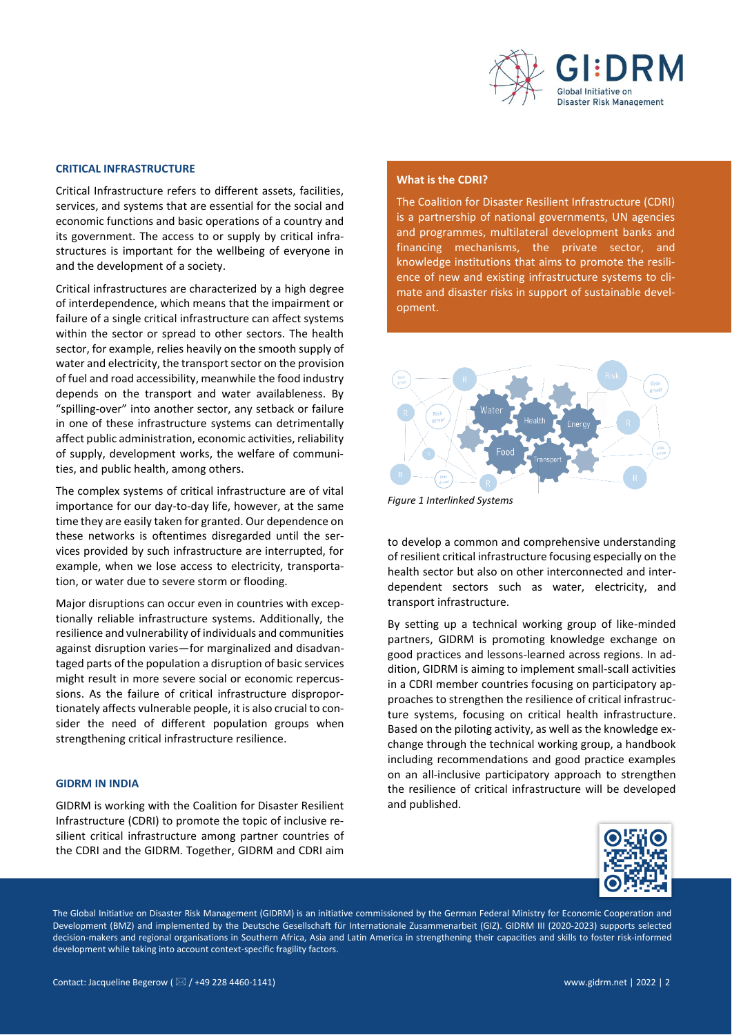## CRITICAL INFRASTRUCTURE

Critical Infrastructure refers to different assets, facilities, services, and systems that are essential for the social and economic functions and basic operations of a country and its government. The access to or supply by critical infrastructures is important for the wellbeing of everyone in and the development of a society.

Critical infrastructures are characterized by a high degree of interdependence, which means that the impairment or failure of a single critical infrastructure can affect systems within the sector or spread to other sectors. The health sector, for example, relies heavily on the smooth supply of water and electricity, the transport sector on the provision of fuel and road accessibility, meanwhile the food industry depends on the transport and water availableness. By "spilling-over" into another sector, any setback or failure in one of these infrastructure systems can detrimentally affect public administration, economic activities, reliability of supply, development works, the welfare of communities, and public health, among others.

The complex systems of critical infrastructure are of vital importance for our day-to-day life, however, at the same time they are easily taken for granted. Our dependence on these networks is oftentimes disregarded until the services provided by such infrastructure are interrupted, for example, when we lose access to electricity, transportation, or water due to severe storm or flooding.

Major disruptions can occur even in countries with exceptionally reliable infrastructure systems. Additionally, the resilience and vulnerability of individuals and communities against disruption varies—for marginalized and disadvantaged parts of the population a disruption of basic services might result in more severe social or economic repercussions. As the failure of critical infrastructure disproportionately affects vulnerable people, it is also crucial to consider the need of different population groups when strengthening critical infrastructure resilience.

## GIDRM IN INDIA

GIDRM is working with the Coalition for Disaster Resilient Infrastructure (CDRI) to promote the topic of inclusive resilient critical infrastructure among partner countries of the CDRI and the GIDRM. Together, GIDRM and CDRI aim to develop a common and comprehensive understanding of resilient critical infrastructure focusing especially on the health sector but also on other interconnected and interdependent sectors such as water, electricity, and transport infrastructure.

By setting up a technical working group of like-minded partners, GIDRM is promoting knowledge exchange on good practices and lessons-learned across regions. In addition, GIDRM is aiming to implement small-scall activities in a CDRI member countries focusing on participatory approaches to strengthen the resilience of critical infrastructure systems, focusing on critical health infrastructure. Based on the piloting activity, as well as the knowledge exchange through the technical working group, a handbook including recommendations and good practice examples on an all-inclusive participatory approach to strengthen the resilience of critical infrastructure will be developed and published.

**What is the CDRI?**

The Coalition for Disaster Resilient Infrastructure (CDRI) is a partnership of national governments, UN agencies and programmes, multilateral development banks and financing mechanisms, the private sector, and knowledge institutions that aims to promote the resilience of new and existing infrastructure systems to climate and disaster risks in support of sustainable development.

Water
Health
Energy
Food
Transport
Risk
Risk driver
R

*Figure 1 Interlinked Systems*

The Global Initiative on Disaster Risk Management (GIDRM) is an initiative commissioned by the German Federal Ministry for Economic Cooperation and Development (BMZ) and implemented by the Deutsche Gesellschaft für Internationale Zusammenarbeit (GIZ). GIDRM III (2020-2023) supports selected decision-makers and regional organisations in Southern Africa, Asia and Latin America in strengthening their capacities and skills to foster risk-informed development while taking into account context-specific fragility factors.

Contact: Jacqueline Begerow ( / +49 228 4460-1141)

www.gidrm.net | 2022